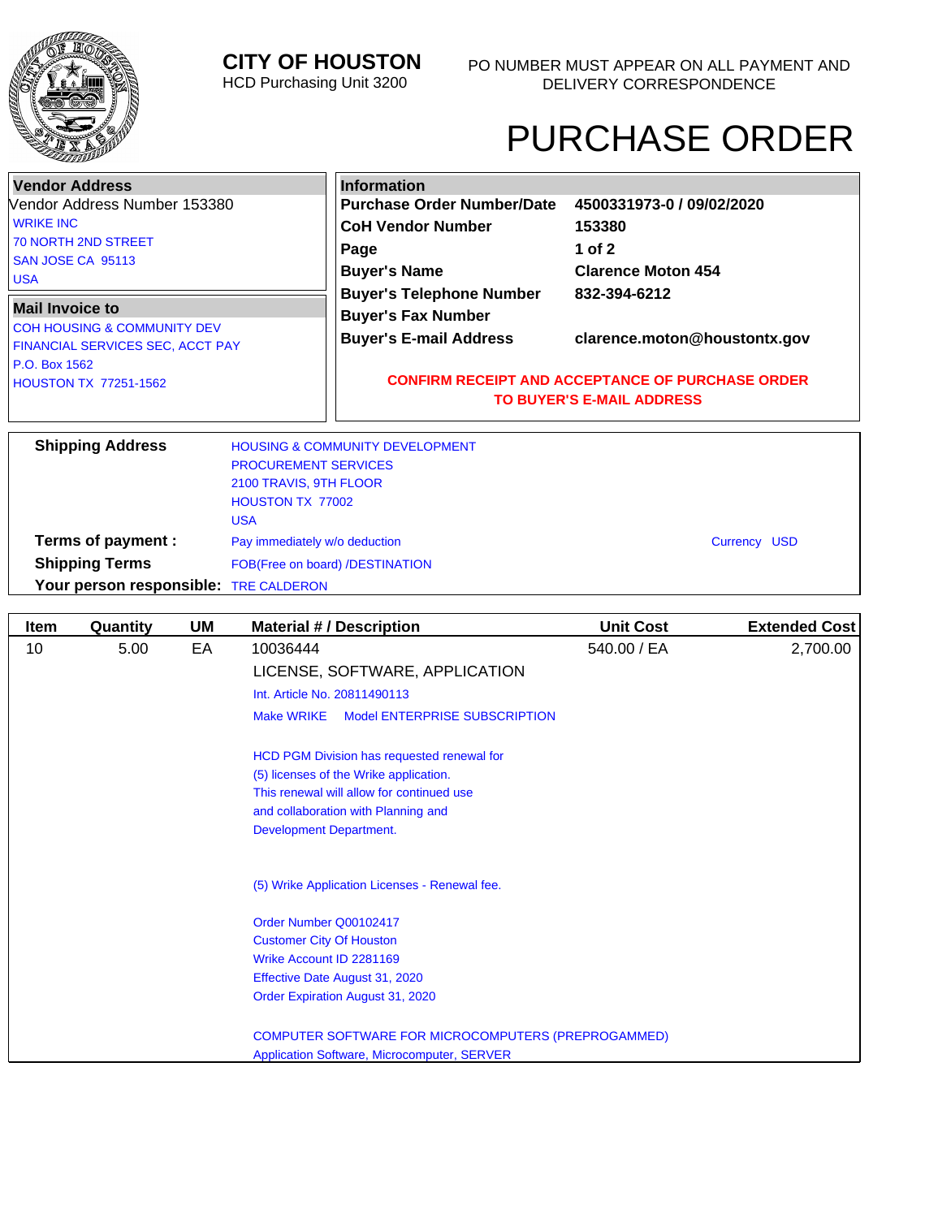# CITY OF HOUSTON

HCD Purchasing Unit 3200

PO NUMBER MUST APPEAR ON ALL PAYMENT AND DELIVERY CORRESPONDENCE

# PURCHASE ORDER

**Vendor Address**

Vendor Address Number 153380

WRIKE INC
70 NORTH 2ND STREET
SAN JOSE CA 95113
USA

**Mail Invoice to**

COH HOUSING & COMMUNITY DEV
FINANCIAL SERVICES SEC, ACCT PAY
P.O. Box 1562
HOUSTON TX 77251-1562

**Information**

| | |
|---|---|
| **Purchase Order Number/Date** | **4500331973-0 / 09/02/2020** |
| **CoH Vendor Number** | **153380** |
| **Page** | **1 of 2** |
| **Buyer's Name** | **Clarence Moton 454** |
| **Buyer's Telephone Number** | **832-394-6212** |
| **Buyer's Fax Number** | |
| **Buyer's E-mail Address** | **clarence.moton@houstontx.gov** |

**CONFIRM RECEIPT AND ACCEPTANCE OF PURCHASE ORDER TO BUYER'S E-MAIL ADDRESS**

**Shipping Address**
HOUSING & COMMUNITY DEVELOPMENT
PROCUREMENT SERVICES
2100 TRAVIS, 9TH FLOOR
HOUSTON TX 77002
USA

**Terms of payment :** Pay immediately w/o deduction — Currency USD

**Shipping Terms** FOB(Free on board) /DESTINATION

**Your person responsible:** TRE CALDERON

| Item | Quantity | UM | Material # / Description | Unit Cost | Extended Cost |
|---|---|---|---|---|---|
| 10 | 5.00 | EA | 10036444 | 540.00 / EA | 2,700.00 |

LICENSE, SOFTWARE, APPLICATION

Int. Article No. 20811490113

Make WRIKE Model ENTERPRISE SUBSCRIPTION

HCD PGM Division has requested renewal for (5) licenses of the Wrike application. This renewal will allow for continued use and collaboration with Planning and Development Department.

(5) Wrike Application Licenses - Renewal fee.

Order Number Q00102417
Customer City Of Houston
Wrike Account ID 2281169
Effective Date August 31, 2020
Order Expiration August 31, 2020

COMPUTER SOFTWARE FOR MICROCOMPUTERS (PREPROGAMMED)
Application Software, Microcomputer, SERVER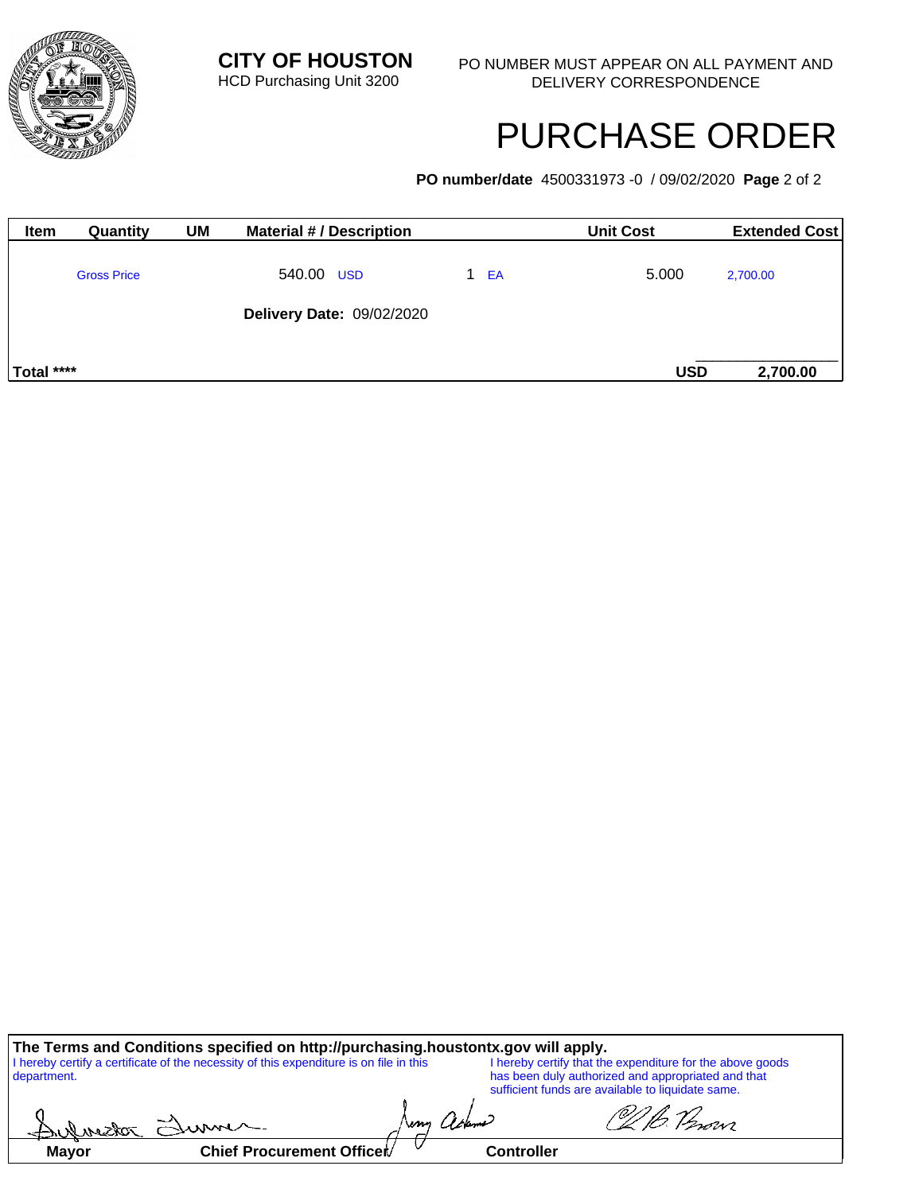**CITY OF HOUSTON**
HCD Purchasing Unit 3200

PO NUMBER MUST APPEAR ON ALL PAYMENT AND DELIVERY CORRESPONDENCE

# PURCHASE ORDER

**PO number/date** 4500331973 -0 / 09/02/2020 **Page** 2 of 2

| Item | Quantity | UM | Material # / Description | | Unit Cost | Extended Cost |
|---|---|---|---|---|---|---|
| | Gross Price | | 540.00 USD | 1 EA | 5.000 | 2,700.00 |
| | | | **Delivery Date:** 09/02/2020 | | | |
| **Total \*\*\*\*** | | | | | **USD** | **2,700.00** |

**The Terms and Conditions specified on http://purchasing.houstontx.gov will apply.**

I hereby certify a certificate of the necessity of this expenditure is on file in this department.

I hereby certify that the expenditure for the above goods has been duly authorized and appropriated and that sufficient funds are available to liquidate same.

| Mayor | Chief Procurement Officer | Controller |
|---|---|---|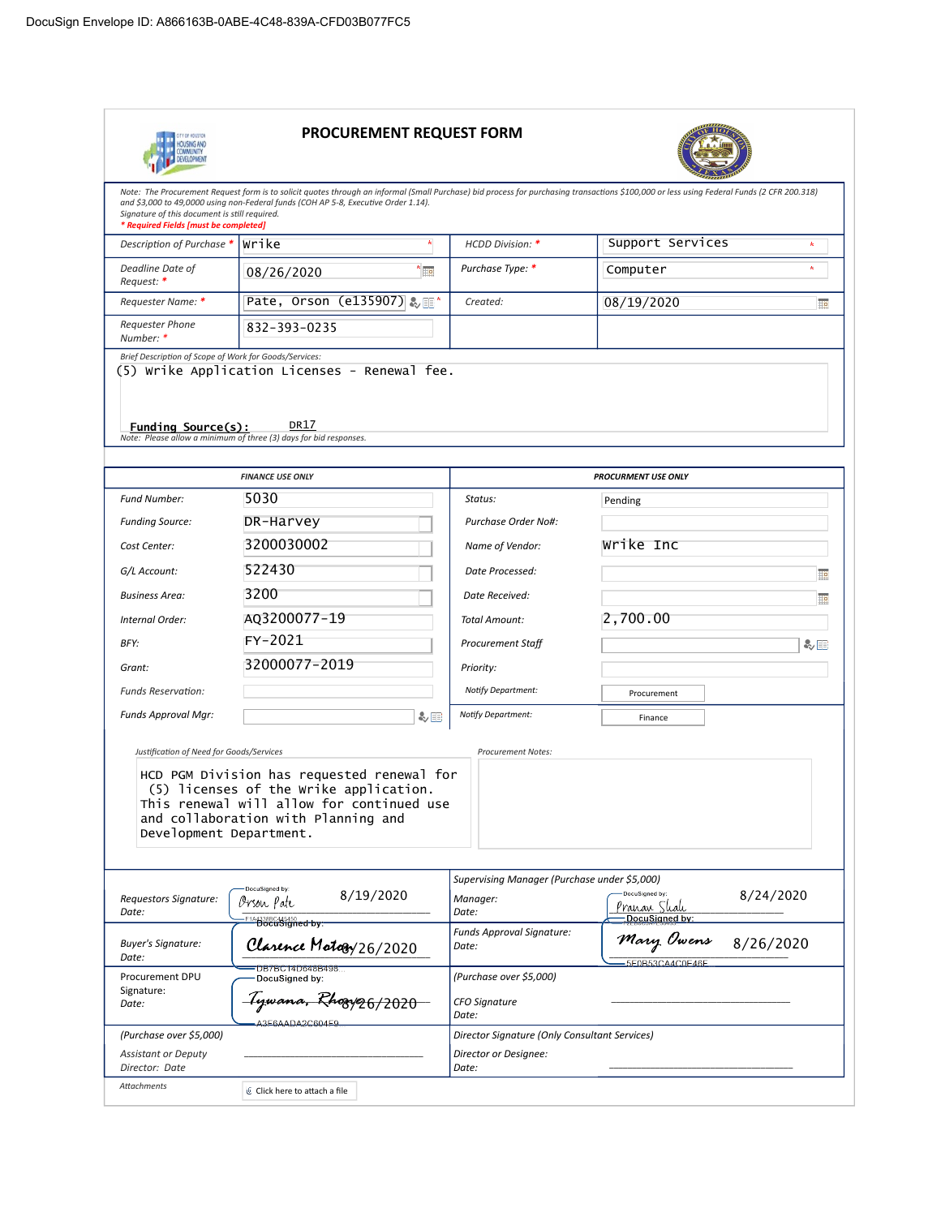DocuSign Envelope ID: A866163B-0ABE-4C48-839A-CFD03B077FC5

# PROCUREMENT REQUEST FORM

*Note: The Procurement Request form is to solicit quotes through an informal (Small Purchase) bid process for purchasing transactions $100,000 or less using Federal Funds (2 CFR 200.318) and $3,000 to 49,0000 using non-Federal funds (COH AP 5-8, Executive Order 1.14). Signature of this document is still required.*
*\* Required Fields [must be completed]*

| | | | |
|---|---|---|---|
| Description of Purchase * | Wrike | HCDD Division: * | Support Services |
| Deadline Date of Request: * | 08/26/2020 | Purchase Type: * | Computer |
| Requester Name: * | Pate, Orson (e135907) | Created: | 08/19/2020 |
| Requester Phone Number: * | 832-393-0235 | | |

*Brief Description of Scope of Work for Goods/Services:*

(5) Wrike Application Licenses - Renewal fee.

**Funding Source(s):** DR17

*Note: Please allow a minimum of three (3) days for bid responses.*

| FINANCE USE ONLY | | PROCURMENT USE ONLY | |
|---|---|---|---|
| Fund Number: | 5030 | Status: | Pending |
| Funding Source: | DR-Harvey | Purchase Order No#: | |
| Cost Center: | 3200030002 | Name of Vendor: | Wrike Inc |
| G/L Account: | 522430 | Date Processed: | |
| Business Area: | 3200 | Date Received: | |
| Internal Order: | AQ3200077-19 | Total Amount: | 2,700.00 |
| BFY: | FY-2021 | Procurement Staff | |
| Grant: | 32000077-2019 | Priority: | |
| Funds Reservation: | | Notify Department: | Procurement |
| Funds Approval Mgr: | | Notify Department: | Finance |

*Justification of Need for Goods/Services*

HCD PGM Division has requested renewal for (5) licenses of the Wrike application. This renewal will allow for continued use and collaboration with Planning and Development Department.

*Procurement Notes:*

| | | | |
|---|---|---|---|
| Requestors Signature: Date: | DocuSigned by: Orson Pate F1A438BC445450... 8/19/2020 | Supervising Manager (Purchase under $5,000) Manager: Date: | DocuSigned by: Pranav Shah 8/24/2020 |
| Buyer's Signature: Date: | DocuSigned by: Clarence Moten DB7BC14D648B498... 8/26/2020 | Funds Approval Signature: Date: | DocuSigned by: Mary Owens 5E0B53CA4C0E46E... 8/26/2020 |
| Procurement DPU Signature: Date: | DocuSigned by: Tywana, Rhone A3E6AADA2C604E9... 8/26/2020 | (Purchase over $5,000) CFO Signature Date: | |
| (Purchase over $5,000) Assistant or Deputy Director: Date | | Director Signature (Only Consultant Services) Director or Designee: Date: | |

Attachments — Click here to attach a file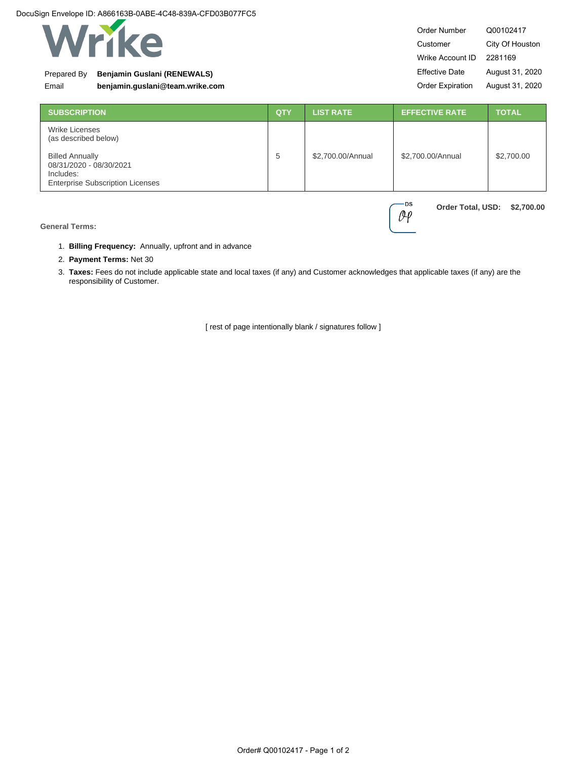DocuSign Envelope ID: A866163B-0ABE-4C48-839A-CFD03B077FC5

Wrike

Prepared By **Benjamin Guslani (RENEWALS)**
Email **benjamin.guslani@team.wrike.com**

| | |
|---|---|
| Order Number | Q00102417 |
| Customer | City Of Houston |
| Wrike Account ID | 2281169 |
| Effective Date | August 31, 2020 |
| Order Expiration | August 31, 2020 |

| SUBSCRIPTION | QTY | LIST RATE | EFFECTIVE RATE | TOTAL |
|---|---|---|---|---|
| Wrike Licenses (as described below) Billed Annually 08/31/2020 - 08/30/2021 Includes: Enterprise Subscription Licenses | 5 | $2,700.00/Annual | $2,700.00/Annual | $2,700.00 |

**Order Total, USD: $2,700.00**

**General Terms:**

1. **Billing Frequency:** Annually, upfront and in advance
2. **Payment Terms:** Net 30
3. **Taxes:** Fees do not include applicable state and local taxes (if any) and Customer acknowledges that applicable taxes (if any) are the responsibility of Customer.

[ rest of page intentionally blank / signatures follow ]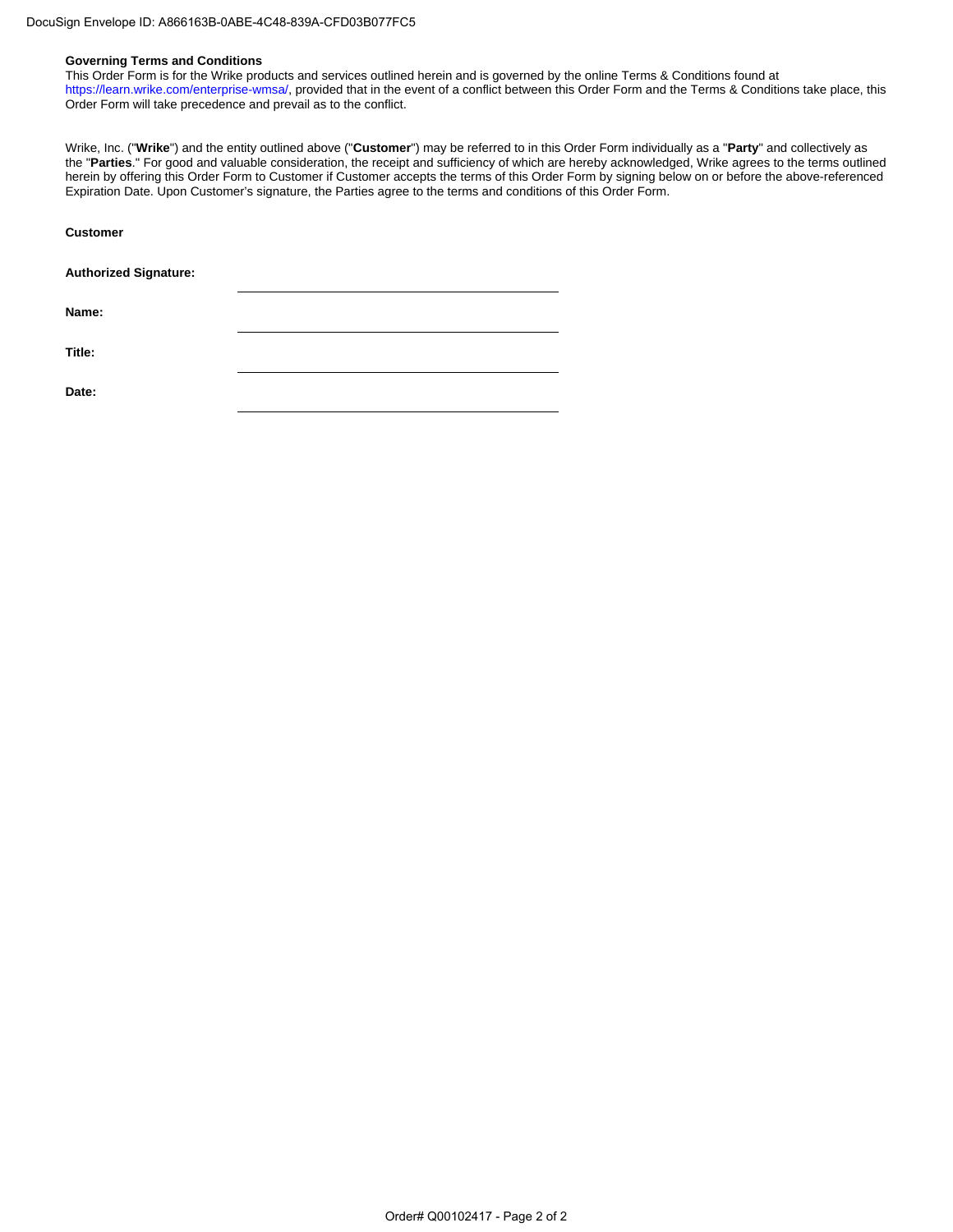**Governing Terms and Conditions**
This Order Form is for the Wrike products and services outlined herein and is governed by the online Terms & Conditions found at https://learn.wrike.com/enterprise-wmsa/, provided that in the event of a conflict between this Order Form and the Terms & Conditions take place, this Order Form will take precedence and prevail as to the conflict.

Wrike, Inc. ("**Wrike**") and the entity outlined above ("**Customer**") may be referred to in this Order Form individually as a "**Party**" and collectively as the "**Parties**." For good and valuable consideration, the receipt and sufficiency of which are hereby acknowledged, Wrike agrees to the terms outlined herein by offering this Order Form to Customer if Customer accepts the terms of this Order Form by signing below on or before the above-referenced Expiration Date. Upon Customer's signature, the Parties agree to the terms and conditions of this Order Form.

**Customer**

**Authorized Signature:** ______________________________

**Name:** ______________________________

**Title:** ______________________________

**Date:** ______________________________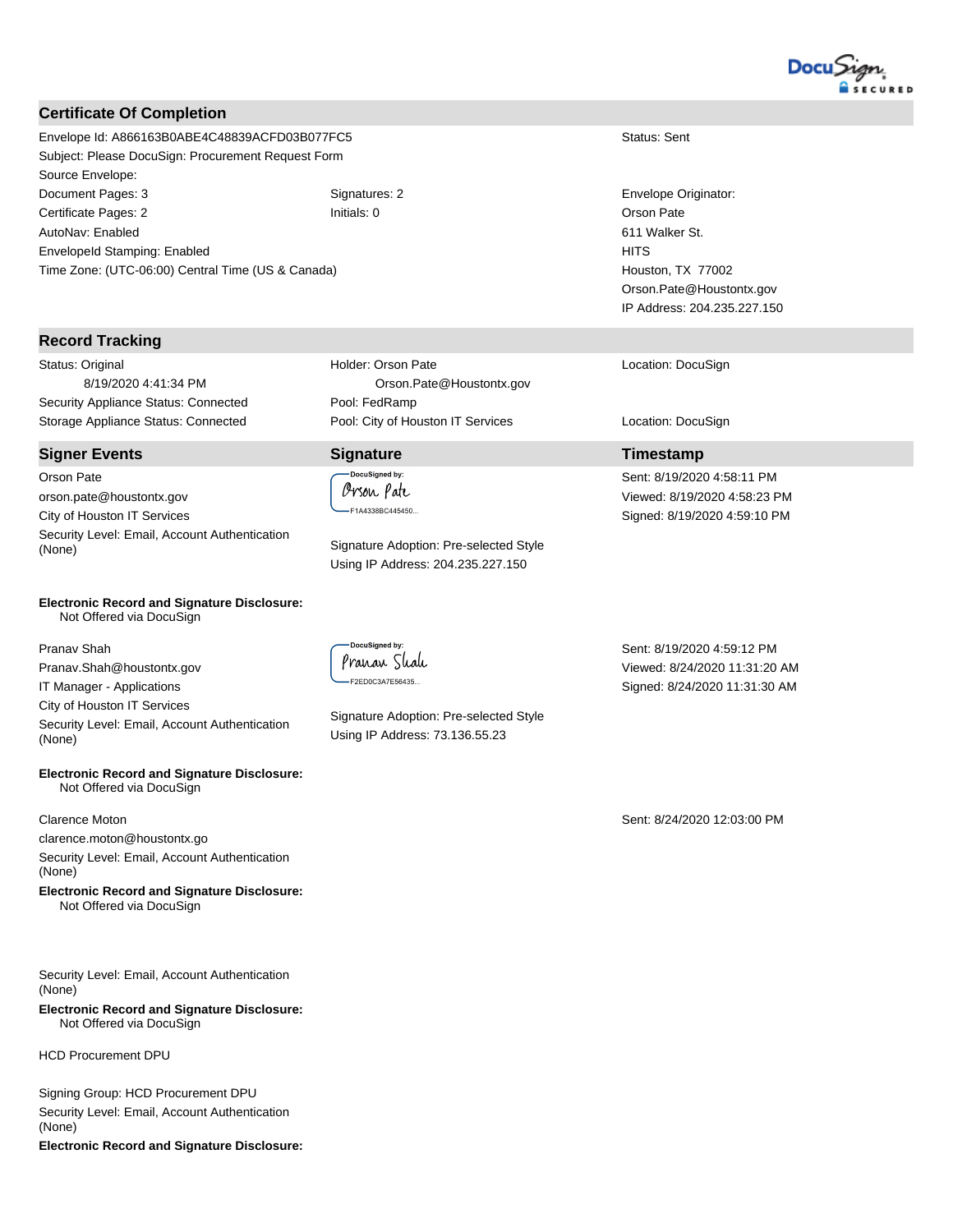## Certificate Of Completion

Envelope Id: A866163B0ABE4C48839ACFD03B077FC5 | Status: Sent

Subject: Please DocuSign: Procurement Request Form

Source Envelope:

Document Pages: 3 | Signatures: 2

Certificate Pages: 2 | Initials: 0

AutoNav: Enabled

EnvelopeId Stamping: Enabled

Time Zone: (UTC-06:00) Central Time (US & Canada)

Envelope Originator:
Orson Pate
611 Walker St.
HITS
Houston, TX 77002
Orson.Pate@Houstontx.gov
IP Address: 204.235.227.150

## Record Tracking

| | | |
|---|---|---|
| Status: Original<br>8/19/2020 4:41:34 PM | Holder: Orson Pate<br>Orson.Pate@Houstontx.gov | Location: DocuSign |
| Security Appliance Status: Connected | Pool: FedRamp | |
| Storage Appliance Status: Connected | Pool: City of Houston IT Services | Location: DocuSign |

| Signer Events | Signature | Timestamp |
|---|---|---|
| Orson Pate<br>orson.pate@houstontx.gov<br>City of Houston IT Services<br>Security Level: Email, Account Authentication (None)<br><br>**Electronic Record and Signature Disclosure:**<br>Not Offered via DocuSign | DocuSigned by:<br>Orson Pate<br>F1A4338BC445450...<br><br>Signature Adoption: Pre-selected Style<br>Using IP Address: 204.235.227.150 | Sent: 8/19/2020 4:58:11 PM<br>Viewed: 8/19/2020 4:58:23 PM<br>Signed: 8/19/2020 4:59:10 PM |
| Pranav Shah<br>Pranav.Shah@houstontx.gov<br>IT Manager - Applications<br>City of Houston IT Services<br>Security Level: Email, Account Authentication (None)<br><br>**Electronic Record and Signature Disclosure:**<br>Not Offered via DocuSign | DocuSigned by:<br>Pranav Shah<br>F2ED0C3A7E56435...<br><br>Signature Adoption: Pre-selected Style<br>Using IP Address: 73.136.55.23 | Sent: 8/19/2020 4:59:12 PM<br>Viewed: 8/24/2020 11:31:20 AM<br>Signed: 8/24/2020 11:31:30 AM |
| Clarence Moton<br>clarence.moton@houstontx.go<br>Security Level: Email, Account Authentication (None)<br>**Electronic Record and Signature Disclosure:**<br>Not Offered via DocuSign | | Sent: 8/24/2020 12:03:00 PM |
| Security Level: Email, Account Authentication (None)<br>**Electronic Record and Signature Disclosure:**<br>Not Offered via DocuSign | | |
| HCD Procurement DPU<br><br>Signing Group: HCD Procurement DPU<br>Security Level: Email, Account Authentication (None)<br>**Electronic Record and Signature Disclosure:** | | |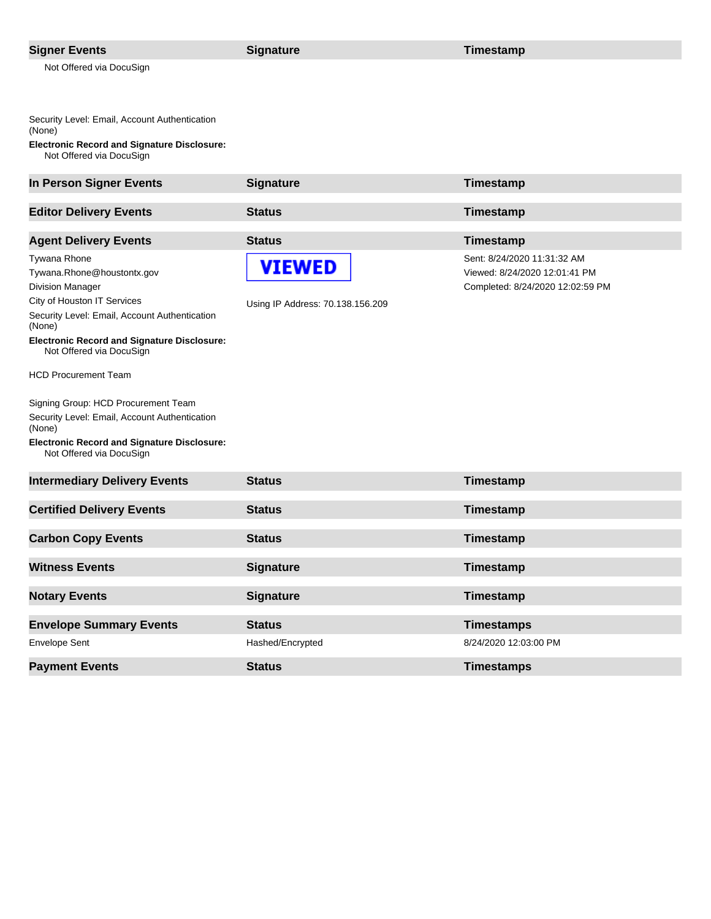| Signer Events | Signature | Timestamp |
|---|---|---|
| Not Offered via DocuSign<br><br>Security Level: Email, Account Authentication (None)<br>**Electronic Record and Signature Disclosure:**<br>Not Offered via DocuSign | | |

| In Person Signer Events | Signature | Timestamp |
|---|---|---|

| Editor Delivery Events | Status | Timestamp |
|---|---|---|

| Agent Delivery Events | Status | Timestamp |
|---|---|---|
| Tywana Rhone<br>Tywana.Rhone@houstontx.gov<br>Division Manager<br>City of Houston IT Services<br>Security Level: Email, Account Authentication (None)<br>**Electronic Record and Signature Disclosure:**<br>Not Offered via DocuSign | VIEWED<br><br>Using IP Address: 70.138.156.209 | Sent: 8/24/2020 11:31:32 AM<br>Viewed: 8/24/2020 12:01:41 PM<br>Completed: 8/24/2020 12:02:59 PM |
| HCD Procurement Team<br><br>Signing Group: HCD Procurement Team<br>Security Level: Email, Account Authentication (None)<br>**Electronic Record and Signature Disclosure:**<br>Not Offered via DocuSign | | |

| Intermediary Delivery Events | Status | Timestamp |
|---|---|---|

| Certified Delivery Events | Status | Timestamp |
|---|---|---|

| Carbon Copy Events | Status | Timestamp |
|---|---|---|

| Witness Events | Signature | Timestamp |
|---|---|---|

| Notary Events | Signature | Timestamp |
|---|---|---|

| Envelope Summary Events | Status | Timestamps |
|---|---|---|
| Envelope Sent | Hashed/Encrypted | 8/24/2020 12:03:00 PM |

| Payment Events | Status | Timestamps |
|---|---|---|